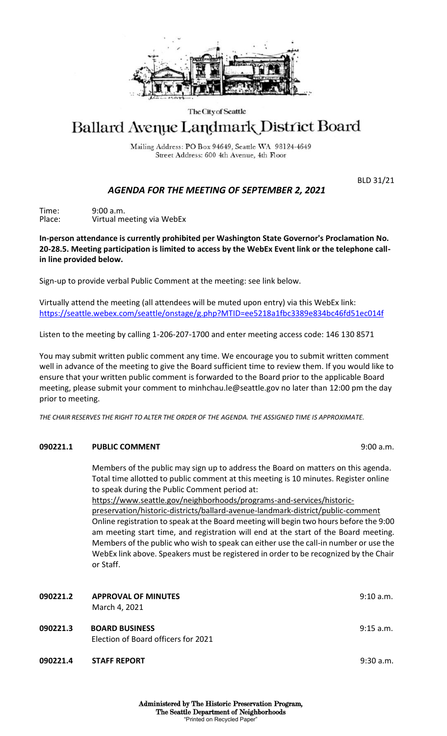The City of Seattle

# Ballard Avenue Landmark District Board

Mailing Address: PO Box 94649, Seattle WA 98124-4649
Street Address: 600 4th Avenue, 4th Floor

BLD 31/21

## *AGENDA FOR THE MEETING OF SEPTEMBER 2, 2021*

Time: 9:00 a.m.
Place: Virtual meeting via WebEx

**In-person attendance is currently prohibited per Washington State Governor's Proclamation No. 20-28.5. Meeting participation is limited to access by the WebEx Event link or the telephone call-in line provided below.**

Sign-up to provide verbal Public Comment at the meeting: see link below.

Virtually attend the meeting (all attendees will be muted upon entry) via this WebEx link: https://seattle.webex.com/seattle/onstage/g.php?MTID=ee5218a1fbc3389e834bc46fd51ec014f

Listen to the meeting by calling 1-206-207-1700 and enter meeting access code: 146 130 8571

You may submit written public comment any time. We encourage you to submit written comment well in advance of the meeting to give the Board sufficient time to review them. If you would like to ensure that your written public comment is forwarded to the Board prior to the applicable Board meeting, please submit your comment to minhchau.le@seattle.gov no later than 12:00 pm the day prior to meeting.

*THE CHAIR RESERVES THE RIGHT TO ALTER THE ORDER OF THE AGENDA. THE ASSIGNED TIME IS APPROXIMATE.*

**090221.1 PUBLIC COMMENT** 9:00 a.m.

Members of the public may sign up to address the Board on matters on this agenda. Total time allotted to public comment at this meeting is 10 minutes. Register online to speak during the Public Comment period at: https://www.seattle.gov/neighborhoods/programs-and-services/historic-preservation/historic-districts/ballard-avenue-landmark-district/public-comment
Online registration to speak at the Board meeting will begin two hours before the 9:00 am meeting start time, and registration will end at the start of the Board meeting. Members of the public who wish to speak can either use the call-in number or use the WebEx link above. Speakers must be registered in order to be recognized by the Chair or Staff.

**090221.2 APPROVAL OF MINUTES** 9:10 a.m.
March 4, 2021

**090221.3 BOARD BUSINESS** 9:15 a.m.
Election of Board officers for 2021

**090221.4 STAFF REPORT** 9:30 a.m.

**Administered by The Historic Preservation Program,**
**The Seattle Department of Neighborhoods**
"Printed on Recycled Paper"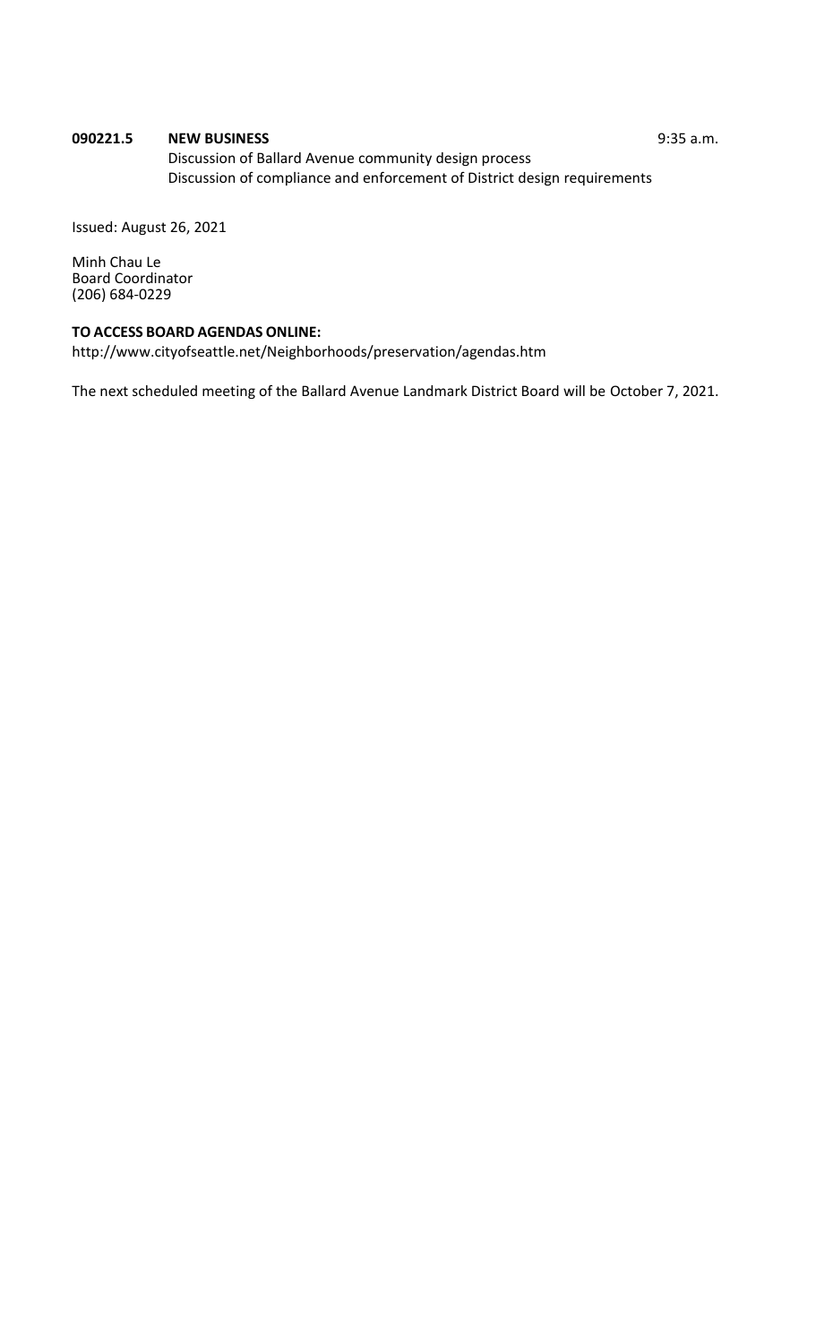**090221.5 NEW BUSINESS** 9:35 a.m.

Discussion of Ballard Avenue community design process
Discussion of compliance and enforcement of District design requirements

Issued: August 26, 2021

Minh Chau Le
Board Coordinator
(206) 684-0229

**TO ACCESS BOARD AGENDAS ONLINE:**
http://www.cityofseattle.net/Neighborhoods/preservation/agendas.htm

The next scheduled meeting of the Ballard Avenue Landmark District Board will be October 7, 2021.